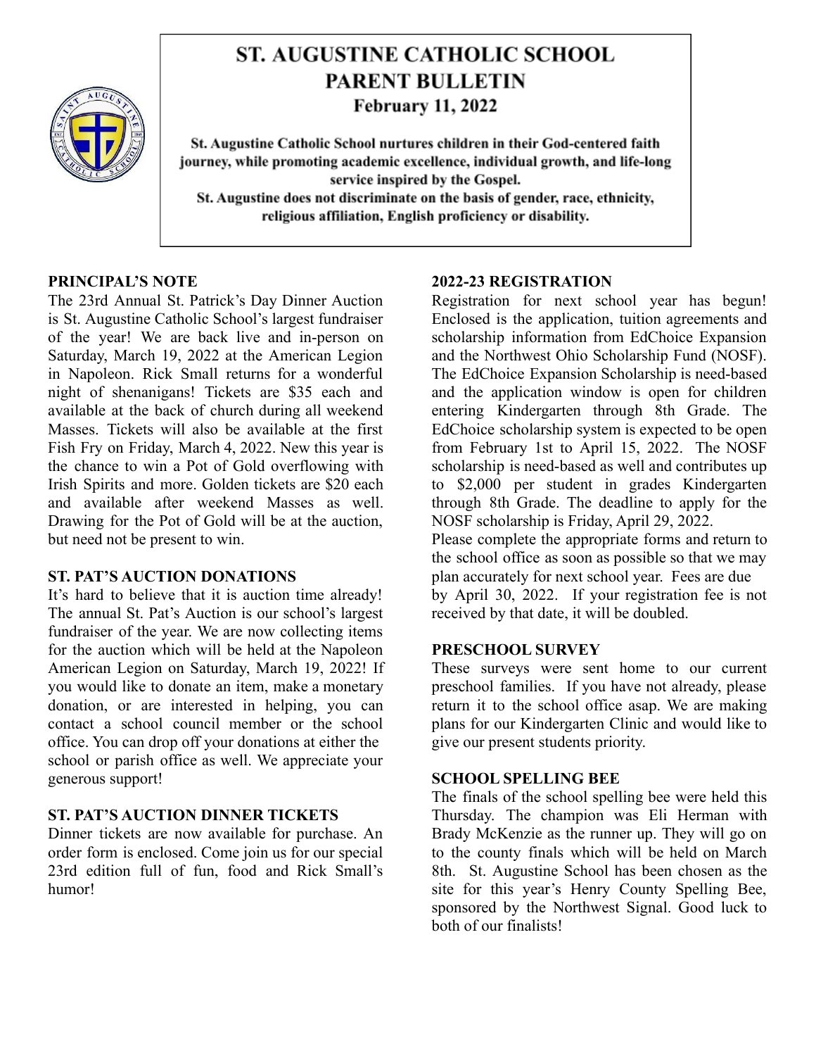# ST. AUGUSTINE CATHOLIC SCHOOL PARENT BULLETIN

**February 11, 2022**

**St. Augustine Catholic School nurtures children in their God-centered faith journey, while promoting academic excellence, individual growth, and life-long service inspired by the Gospel.**

**St. Augustine does not discriminate on the basis of gender, race, ethnicity, religious affiliation, English proficiency or disability.**

## PRINCIPAL'S NOTE

The 23rd Annual St. Patrick's Day Dinner Auction is St. Augustine Catholic School's largest fundraiser of the year! We are back live and in-person on Saturday, March 19, 2022 at the American Legion in Napoleon. Rick Small returns for a wonderful night of shenanigans! Tickets are $35 each and available at the back of church during all weekend Masses. Tickets will also be available at the first Fish Fry on Friday, March 4, 2022. New this year is the chance to win a Pot of Gold overflowing with Irish Spirits and more. Golden tickets are $20 each and available after weekend Masses as well. Drawing for the Pot of Gold will be at the auction, but need not be present to win.

## ST. PAT'S AUCTION DONATIONS

It's hard to believe that it is auction time already! The annual St. Pat's Auction is our school's largest fundraiser of the year. We are now collecting items for the auction which will be held at the Napoleon American Legion on Saturday, March 19, 2022! If you would like to donate an item, make a monetary donation, or are interested in helping, you can contact a school council member or the school office. You can drop off your donations at either the school or parish office as well. We appreciate your generous support!

## ST. PAT'S AUCTION DINNER TICKETS

Dinner tickets are now available for purchase. An order form is enclosed. Come join us for our special 23rd edition full of fun, food and Rick Small's humor!

## 2022-23 REGISTRATION

Registration for next school year has begun! Enclosed is the application, tuition agreements and scholarship information from EdChoice Expansion and the Northwest Ohio Scholarship Fund (NOSF). The EdChoice Expansion Scholarship is need-based and the application window is open for children entering Kindergarten through 8th Grade. The EdChoice scholarship system is expected to be open from February 1st to April 15, 2022. The NOSF scholarship is need-based as well and contributes up to $2,000 per student in grades Kindergarten through 8th Grade. The deadline to apply for the NOSF scholarship is Friday, April 29, 2022.

Please complete the appropriate forms and return to the school office as soon as possible so that we may plan accurately for next school year. Fees are due by April 30, 2022. If your registration fee is not received by that date, it will be doubled.

## PRESCHOOL SURVEY

These surveys were sent home to our current preschool families. If you have not already, please return it to the school office asap. We are making plans for our Kindergarten Clinic and would like to give our present students priority.

## SCHOOL SPELLING BEE

The finals of the school spelling bee were held this Thursday. The champion was Eli Herman with Brady McKenzie as the runner up. They will go on to the county finals which will be held on March 8th. St. Augustine School has been chosen as the site for this year's Henry County Spelling Bee, sponsored by the Northwest Signal. Good luck to both of our finalists!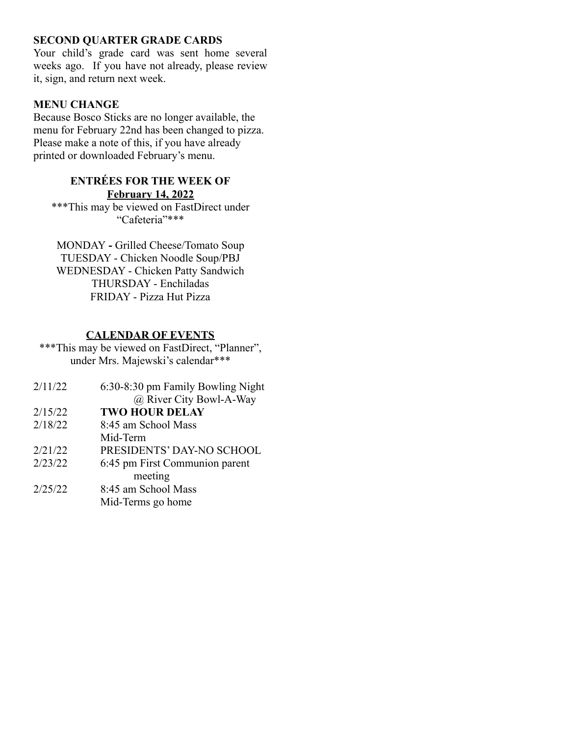**SECOND QUARTER GRADE CARDS**

Your child's grade card was sent home several weeks ago. If you have not already, please review it, sign, and return next week.

**MENU CHANGE**

Because Bosco Sticks are no longer available, the menu for February 22nd has been changed to pizza. Please make a note of this, if you have already printed or downloaded February's menu.

**ENTRÉES FOR THE WEEK OF**
**February 14, 2022**

***This may be viewed on FastDirect under "Cafeteria"***

MONDAY - Grilled Cheese/Tomato Soup
TUESDAY - Chicken Noodle Soup/PBJ
WEDNESDAY - Chicken Patty Sandwich
THURSDAY - Enchiladas
FRIDAY - Pizza Hut Pizza

**CALENDAR OF EVENTS**

***This may be viewed on FastDirect, "Planner", under Mrs. Majewski's calendar***

| | |
|---|---|
| 2/11/22 | 6:30-8:30 pm Family Bowling Night @ River City Bowl-A-Way |
| 2/15/22 | **TWO HOUR DELAY** |
| 2/18/22 | 8:45 am School Mass<br>Mid-Term |
| 2/21/22 | PRESIDENTS' DAY-NO SCHOOL |
| 2/23/22 | 6:45 pm First Communion parent meeting |
| 2/25/22 | 8:45 am School Mass<br>Mid-Terms go home |